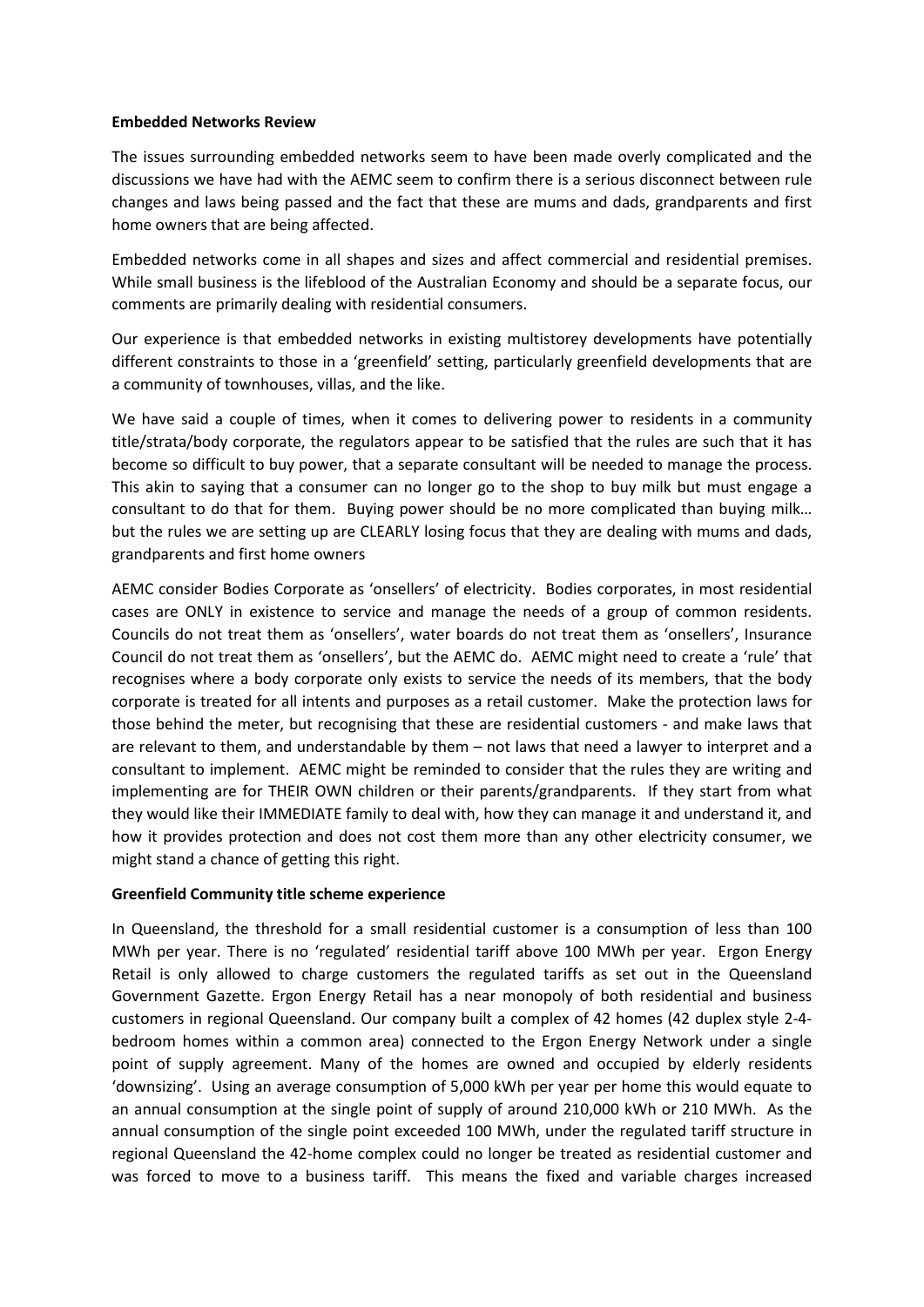**Embedded Networks Review**

The issues surrounding embedded networks seem to have been made overly complicated and the discussions we have had with the AEMC seem to confirm there is a serious disconnect between rule changes and laws being passed and the fact that these are mums and dads, grandparents and first home owners that are being affected.

Embedded networks come in all shapes and sizes and affect commercial and residential premises. While small business is the lifeblood of the Australian Economy and should be a separate focus, our comments are primarily dealing with residential consumers.

Our experience is that embedded networks in existing multistorey developments have potentially different constraints to those in a 'greenfield' setting, particularly greenfield developments that are a community of townhouses, villas, and the like.

We have said a couple of times, when it comes to delivering power to residents in a community title/strata/body corporate, the regulators appear to be satisfied that the rules are such that it has become so difficult to buy power, that a separate consultant will be needed to manage the process. This akin to saying that a consumer can no longer go to the shop to buy milk but must engage a consultant to do that for them. Buying power should be no more complicated than buying milk… but the rules we are setting up are CLEARLY losing focus that they are dealing with mums and dads, grandparents and first home owners

AEMC consider Bodies Corporate as 'onsellers' of electricity. Bodies corporates, in most residential cases are ONLY in existence to service and manage the needs of a group of common residents. Councils do not treat them as 'onsellers', water boards do not treat them as 'onsellers', Insurance Council do not treat them as 'onsellers', but the AEMC do. AEMC might need to create a 'rule' that recognises where a body corporate only exists to service the needs of its members, that the body corporate is treated for all intents and purposes as a retail customer. Make the protection laws for those behind the meter, but recognising that these are residential customers - and make laws that are relevant to them, and understandable by them – not laws that need a lawyer to interpret and a consultant to implement. AEMC might be reminded to consider that the rules they are writing and implementing are for THEIR OWN children or their parents/grandparents. If they start from what they would like their IMMEDIATE family to deal with, how they can manage it and understand it, and how it provides protection and does not cost them more than any other electricity consumer, we might stand a chance of getting this right.

**Greenfield Community title scheme experience**

In Queensland, the threshold for a small residential customer is a consumption of less than 100 MWh per year. There is no 'regulated' residential tariff above 100 MWh per year. Ergon Energy Retail is only allowed to charge customers the regulated tariffs as set out in the Queensland Government Gazette. Ergon Energy Retail has a near monopoly of both residential and business customers in regional Queensland. Our company built a complex of 42 homes (42 duplex style 2-4-bedroom homes within a common area) connected to the Ergon Energy Network under a single point of supply agreement. Many of the homes are owned and occupied by elderly residents 'downsizing'. Using an average consumption of 5,000 kWh per year per home this would equate to an annual consumption at the single point of supply of around 210,000 kWh or 210 MWh. As the annual consumption of the single point exceeded 100 MWh, under the regulated tariff structure in regional Queensland the 42-home complex could no longer be treated as residential customer and was forced to move to a business tariff. This means the fixed and variable charges increased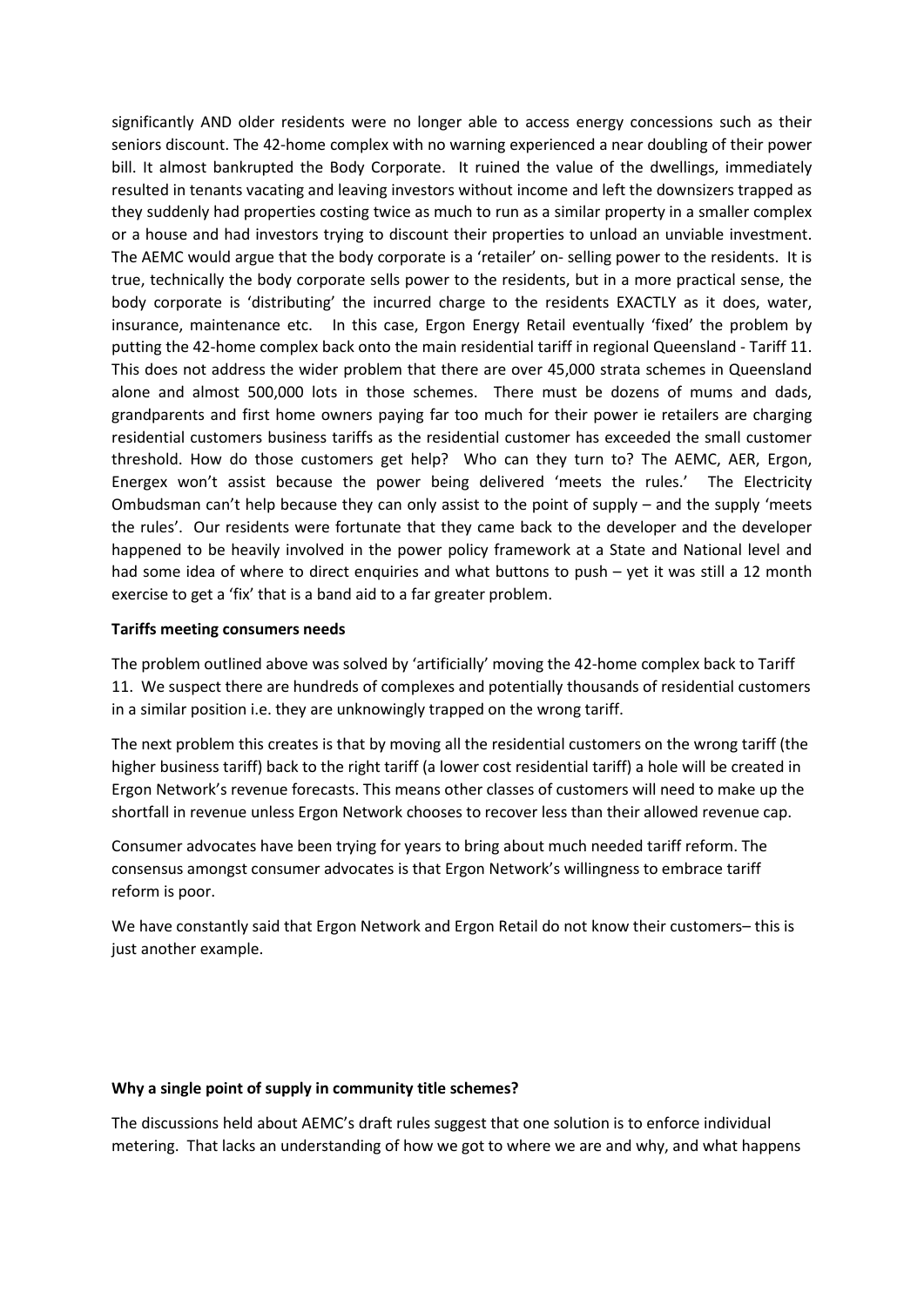significantly AND older residents were no longer able to access energy concessions such as their seniors discount. The 42-home complex with no warning experienced a near doubling of their power bill. It almost bankrupted the Body Corporate. It ruined the value of the dwellings, immediately resulted in tenants vacating and leaving investors without income and left the downsizers trapped as they suddenly had properties costing twice as much to run as a similar property in a smaller complex or a house and had investors trying to discount their properties to unload an unviable investment. The AEMC would argue that the body corporate is a 'retailer' on- selling power to the residents. It is true, technically the body corporate sells power to the residents, but in a more practical sense, the body corporate is 'distributing' the incurred charge to the residents EXACTLY as it does, water, insurance, maintenance etc. In this case, Ergon Energy Retail eventually 'fixed' the problem by putting the 42-home complex back onto the main residential tariff in regional Queensland - Tariff 11. This does not address the wider problem that there are over 45,000 strata schemes in Queensland alone and almost 500,000 lots in those schemes. There must be dozens of mums and dads, grandparents and first home owners paying far too much for their power ie retailers are charging residential customers business tariffs as the residential customer has exceeded the small customer threshold. How do those customers get help? Who can they turn to? The AEMC, AER, Ergon, Energex won't assist because the power being delivered 'meets the rules.' The Electricity Ombudsman can't help because they can only assist to the point of supply – and the supply 'meets the rules'. Our residents were fortunate that they came back to the developer and the developer happened to be heavily involved in the power policy framework at a State and National level and had some idea of where to direct enquiries and what buttons to push – yet it was still a 12 month exercise to get a 'fix' that is a band aid to a far greater problem.

**Tariffs meeting consumers needs**

The problem outlined above was solved by 'artificially' moving the 42-home complex back to Tariff 11. We suspect there are hundreds of complexes and potentially thousands of residential customers in a similar position i.e. they are unknowingly trapped on the wrong tariff.

The next problem this creates is that by moving all the residential customers on the wrong tariff (the higher business tariff) back to the right tariff (a lower cost residential tariff) a hole will be created in Ergon Network's revenue forecasts. This means other classes of customers will need to make up the shortfall in revenue unless Ergon Network chooses to recover less than their allowed revenue cap.

Consumer advocates have been trying for years to bring about much needed tariff reform. The consensus amongst consumer advocates is that Ergon Network's willingness to embrace tariff reform is poor.

We have constantly said that Ergon Network and Ergon Retail do not know their customers– this is just another example.

**Why a single point of supply in community title schemes?**

The discussions held about AEMC's draft rules suggest that one solution is to enforce individual metering. That lacks an understanding of how we got to where we are and why, and what happens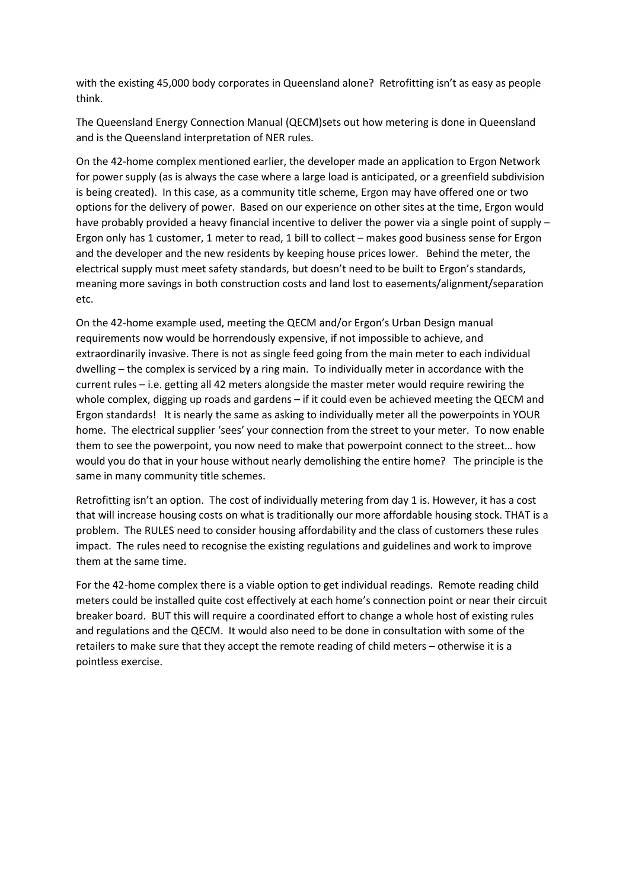with the existing 45,000 body corporates in Queensland alone? Retrofitting isn't as easy as people think.

The Queensland Energy Connection Manual (QECM)sets out how metering is done in Queensland and is the Queensland interpretation of NER rules.

On the 42-home complex mentioned earlier, the developer made an application to Ergon Network for power supply (as is always the case where a large load is anticipated, or a greenfield subdivision is being created). In this case, as a community title scheme, Ergon may have offered one or two options for the delivery of power. Based on our experience on other sites at the time, Ergon would have probably provided a heavy financial incentive to deliver the power via a single point of supply – Ergon only has 1 customer, 1 meter to read, 1 bill to collect – makes good business sense for Ergon and the developer and the new residents by keeping house prices lower. Behind the meter, the electrical supply must meet safety standards, but doesn't need to be built to Ergon's standards, meaning more savings in both construction costs and land lost to easements/alignment/separation etc.

On the 42-home example used, meeting the QECM and/or Ergon's Urban Design manual requirements now would be horrendously expensive, if not impossible to achieve, and extraordinarily invasive. There is not as single feed going from the main meter to each individual dwelling – the complex is serviced by a ring main. To individually meter in accordance with the current rules – i.e. getting all 42 meters alongside the master meter would require rewiring the whole complex, digging up roads and gardens – if it could even be achieved meeting the QECM and Ergon standards! It is nearly the same as asking to individually meter all the powerpoints in YOUR home. The electrical supplier 'sees' your connection from the street to your meter. To now enable them to see the powerpoint, you now need to make that powerpoint connect to the street… how would you do that in your house without nearly demolishing the entire home? The principle is the same in many community title schemes.

Retrofitting isn't an option. The cost of individually metering from day 1 is. However, it has a cost that will increase housing costs on what is traditionally our more affordable housing stock. THAT is a problem. The RULES need to consider housing affordability and the class of customers these rules impact. The rules need to recognise the existing regulations and guidelines and work to improve them at the same time.

For the 42-home complex there is a viable option to get individual readings. Remote reading child meters could be installed quite cost effectively at each home's connection point or near their circuit breaker board. BUT this will require a coordinated effort to change a whole host of existing rules and regulations and the QECM. It would also need to be done in consultation with some of the retailers to make sure that they accept the remote reading of child meters – otherwise it is a pointless exercise.